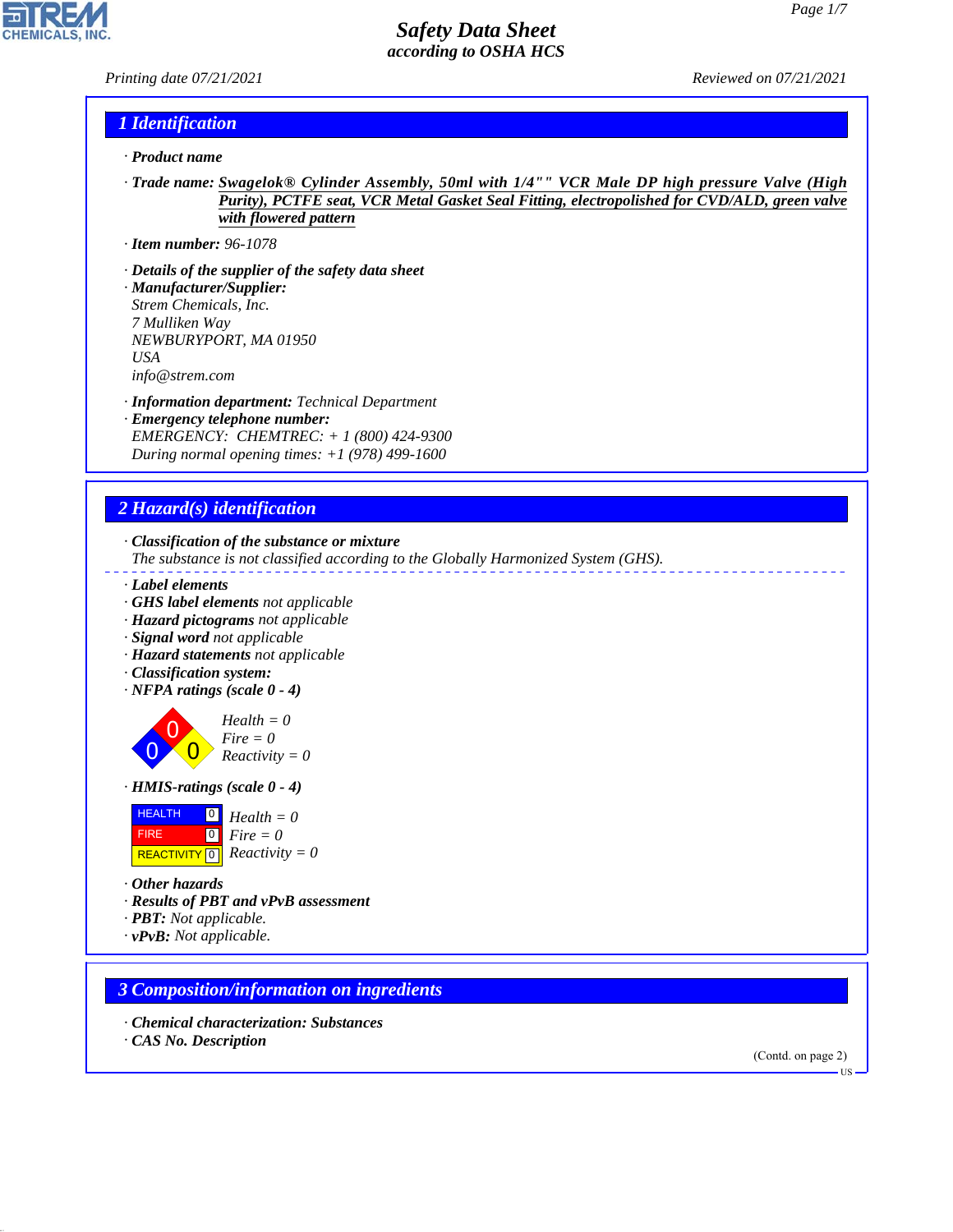# Safety Data Sheet
*according to OSHA HCS*

Printing date 07/21/2021 Reviewed on 07/21/2021

## 1 Identification

· **Product name**

· **Trade name:** Swagelok® Cylinder Assembly, 50ml with 1/4"" VCR Male DP high pressure Valve (High Purity), PCTFE seat, VCR Metal Gasket Seal Fitting, electropolished for CVD/ALD, green valve with flowered pattern

· **Item number:** 96-1078

· **Details of the supplier of the safety data sheet**

· **Manufacturer/Supplier:**
Strem Chemicals, Inc.
7 Mulliken Way
NEWBURYPORT, MA 01950
USA
info@strem.com

· **Information department:** Technical Department

· **Emergency telephone number:**
EMERGENCY: CHEMTREC: + 1 (800) 424-9300
During normal opening times: +1 (978) 499-1600

## 2 Hazard(s) identification

· **Classification of the substance or mixture**
The substance is not classified according to the Globally Harmonized System (GHS).

· **Label elements**
· **GHS label elements** not applicable
· **Hazard pictograms** not applicable
· **Signal word** not applicable
· **Hazard statements** not applicable
· **Classification system:**
· **NFPA ratings (scale 0 - 4)**

Health = 0
Fire = 0
Reactivity = 0

· **HMIS-ratings (scale 0 - 4)**

| HMIS | |
|---|---|
| HEALTH | 0 |
| FIRE | 0 |
| REACTIVITY | 0 |

Health = 0
Fire = 0
Reactivity = 0

· **Other hazards**
· **Results of PBT and vPvB assessment**
· **PBT:** Not applicable.
· **vPvB:** Not applicable.

## 3 Composition/information on ingredients

· **Chemical characterization: Substances**
· **CAS No. Description**

(Contd. on page 2)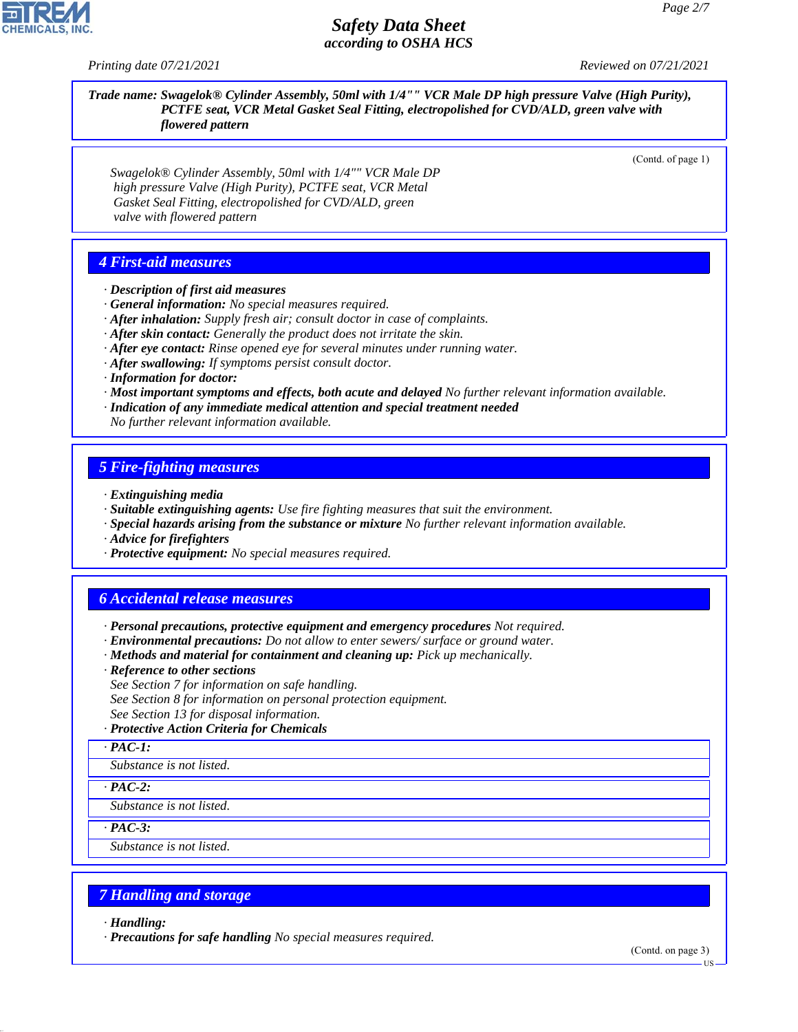*Trade name: Swagelok® Cylinder Assembly, 50ml with 1/4"" VCR Male DP high pressure Valve (High Purity), PCTFE seat, VCR Metal Gasket Seal Fitting, electropolished for CVD/ALD, green valve with flowered pattern*

(Contd. of page 1)

*Swagelok® Cylinder Assembly, 50ml with 1/4"" VCR Male DP high pressure Valve (High Purity), PCTFE seat, VCR Metal Gasket Seal Fitting, electropolished for CVD/ALD, green valve with flowered pattern*

## 4 First-aid measures

· **Description of first aid measures**
· **General information:** No special measures required.
· **After inhalation:** Supply fresh air; consult doctor in case of complaints.
· **After skin contact:** Generally the product does not irritate the skin.
· **After eye contact:** Rinse opened eye for several minutes under running water.
· **After swallowing:** If symptoms persist consult doctor.
· **Information for doctor:**
· **Most important symptoms and effects, both acute and delayed** No further relevant information available.
· **Indication of any immediate medical attention and special treatment needed**
No further relevant information available.

## 5 Fire-fighting measures

· **Extinguishing media**
· **Suitable extinguishing agents:** Use fire fighting measures that suit the environment.
· **Special hazards arising from the substance or mixture** No further relevant information available.
· **Advice for firefighters**
· **Protective equipment:** No special measures required.

## 6 Accidental release measures

· **Personal precautions, protective equipment and emergency procedures** Not required.
· **Environmental precautions:** Do not allow to enter sewers/ surface or ground water.
· **Methods and material for containment and cleaning up:** Pick up mechanically.
· **Reference to other sections**
See Section 7 for information on safe handling.
See Section 8 for information on personal protection equipment.
See Section 13 for disposal information.
· **Protective Action Criteria for Chemicals**

· **PAC-1:**
Substance is not listed.

· **PAC-2:**
Substance is not listed.

· **PAC-3:**
Substance is not listed.

## 7 Handling and storage

· **Handling:**
· **Precautions for safe handling** No special measures required.

(Contd. on page 3)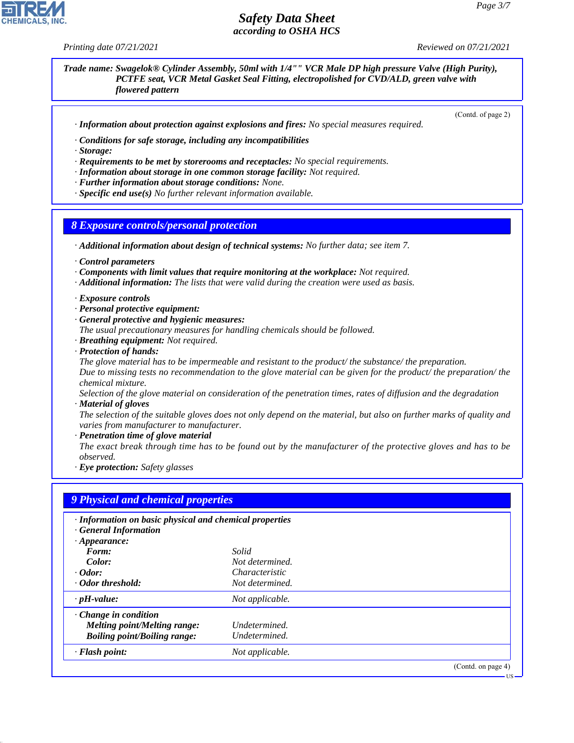**Trade name: Swagelok® Cylinder Assembly, 50ml with 1/4"" VCR Male DP high pressure Valve (High Purity), PCTFE seat, VCR Metal Gasket Seal Fitting, electropolished for CVD/ALD, green valve with flowered pattern**

(Contd. of page 2)

· **Information about protection against explosions and fires:** No special measures required.

· **Conditions for safe storage, including any incompatibilities**
· **Storage:**
· **Requirements to be met by storerooms and receptacles:** No special requirements.
· **Information about storage in one common storage facility:** Not required.
· **Further information about storage conditions:** None.
· **Specific end use(s)** No further relevant information available.

## 8 Exposure controls/personal protection

· **Additional information about design of technical systems:** No further data; see item 7.

· **Control parameters**
· **Components with limit values that require monitoring at the workplace:** Not required.
· **Additional information:** The lists that were valid during the creation were used as basis.

· **Exposure controls**
· **Personal protective equipment:**
· **General protective and hygienic measures:**
The usual precautionary measures for handling chemicals should be followed.
· **Breathing equipment:** Not required.
· **Protection of hands:**
The glove material has to be impermeable and resistant to the product/ the substance/ the preparation.
Due to missing tests no recommendation to the glove material can be given for the product/ the preparation/ the chemical mixture.
Selection of the glove material on consideration of the penetration times, rates of diffusion and the degradation
· **Material of gloves**
The selection of the suitable gloves does not only depend on the material, but also on further marks of quality and varies from manufacturer to manufacturer.
· **Penetration time of glove material**
The exact break through time has to be found out by the manufacturer of the protective gloves and has to be observed.
· **Eye protection:** Safety glasses

## 9 Physical and chemical properties

| | |
|---|---|
| · **Information on basic physical and chemical properties** | |
| · **General Information** | |
| · **Appearance:** | |
| **Form:** | Solid |
| **Color:** | Not determined. |
| · **Odor:** | Characteristic |
| · **Odor threshold:** | Not determined. |
| · **pH-value:** | Not applicable. |
| · **Change in condition** | |
| **Melting point/Melting range:** | Undetermined. |
| **Boiling point/Boiling range:** | Undetermined. |
| · **Flash point:** | Not applicable. |

(Contd. on page 4)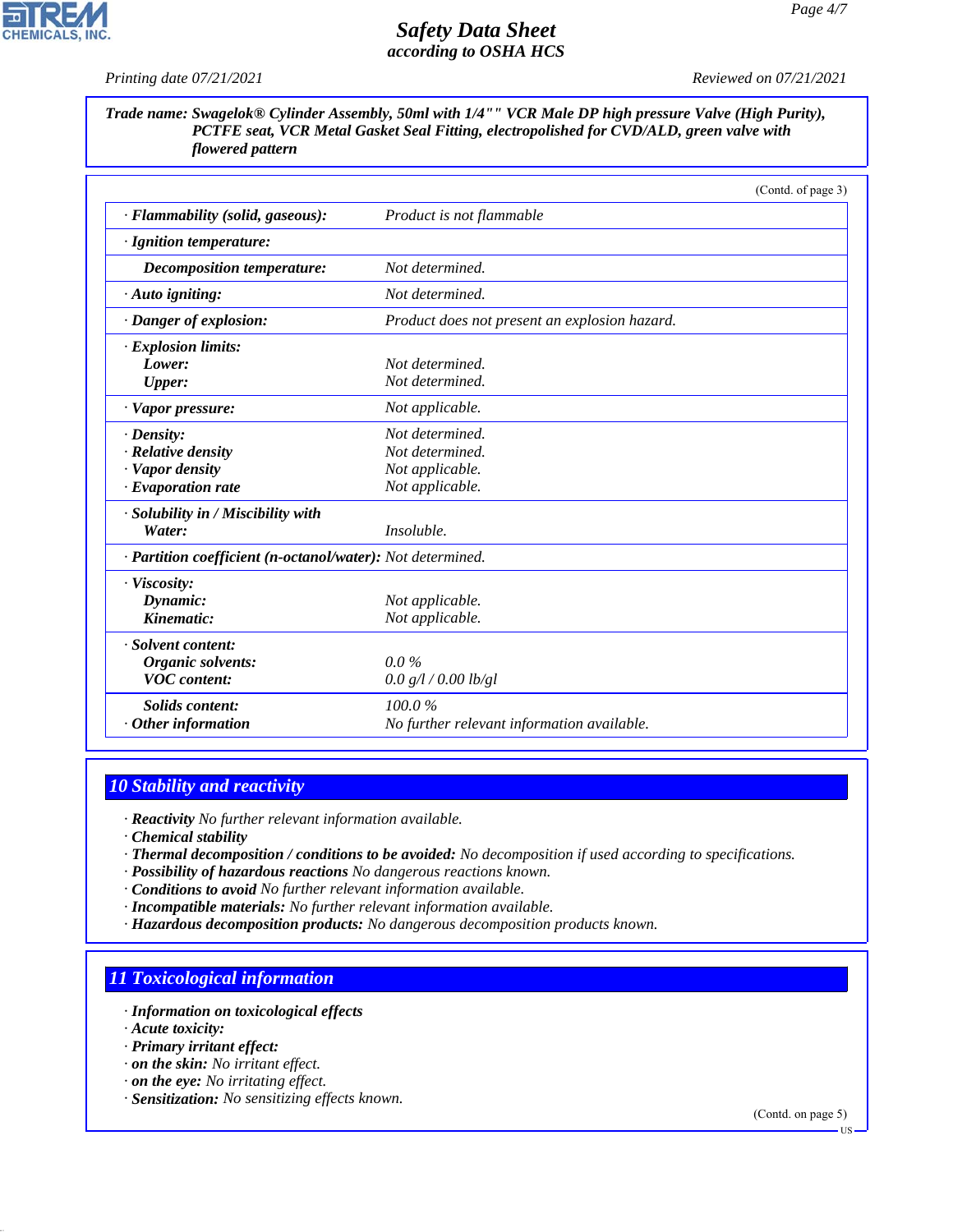**Trade name: Swagelok® Cylinder Assembly, 50ml with 1/4"" VCR Male DP high pressure Valve (High Purity), PCTFE seat, VCR Metal Gasket Seal Fitting, electropolished for CVD/ALD, green valve with flowered pattern**

(Contd. of page 3)

| | |
|---|---|
| · **Flammability (solid, gaseous):** | Product is not flammable |
| · **Ignition temperature:** | |
| **Decomposition temperature:** | Not determined. |
| · **Auto igniting:** | Not determined. |
| · **Danger of explosion:** | Product does not present an explosion hazard. |
| · **Explosion limits:** | |
| **Lower:** | Not determined. |
| **Upper:** | Not determined. |
| · **Vapor pressure:** | Not applicable. |
| · **Density:** | Not determined. |
| · **Relative density** | Not determined. |
| · **Vapor density** | Not applicable. |
| · **Evaporation rate** | Not applicable. |
| · **Solubility in / Miscibility with** | |
| **Water:** | Insoluble. |
| · **Partition coefficient (n-octanol/water):** | Not determined. |
| · **Viscosity:** | |
| **Dynamic:** | Not applicable. |
| **Kinematic:** | Not applicable. |
| · **Solvent content:** | |
| **Organic solvents:** | 0.0 % |
| **VOC content:** | 0.0 g/l / 0.00 lb/gl |
| **Solids content:** | 100.0 % |
| · **Other information** | No further relevant information available. |

## 10 Stability and reactivity

· **Reactivity** No further relevant information available.
· **Chemical stability**
· **Thermal decomposition / conditions to be avoided:** No decomposition if used according to specifications.
· **Possibility of hazardous reactions** No dangerous reactions known.
· **Conditions to avoid** No further relevant information available.
· **Incompatible materials:** No further relevant information available.
· **Hazardous decomposition products:** No dangerous decomposition products known.

## 11 Toxicological information

· **Information on toxicological effects**
· **Acute toxicity:**
· **Primary irritant effect:**
· **on the skin:** No irritant effect.
· **on the eye:** No irritating effect.
· **Sensitization:** No sensitizing effects known.

(Contd. on page 5)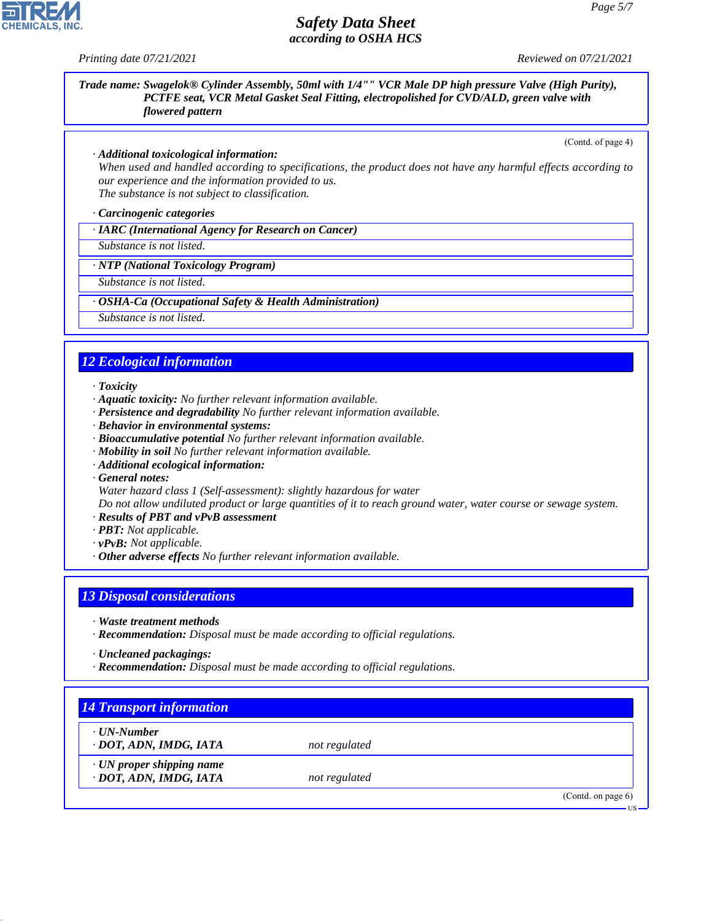**Trade name: Swagelok® Cylinder Assembly, 50ml with 1/4"" VCR Male DP high pressure Valve (High Purity), PCTFE seat, VCR Metal Gasket Seal Fitting, electropolished for CVD/ALD, green valve with flowered pattern**

(Contd. of page 4)

· **Additional toxicological information:**
When used and handled according to specifications, the product does not have any harmful effects according to our experience and the information provided to us.
The substance is not subject to classification.

· **Carcinogenic categories**

| · IARC (International Agency for Research on Cancer) |
|---|
| Substance is not listed. |

| · NTP (National Toxicology Program) |
|---|
| Substance is not listed. |

| · OSHA-Ca (Occupational Safety & Health Administration) |
|---|
| Substance is not listed. |

## 12 Ecological information

· **Toxicity**
· **Aquatic toxicity:** No further relevant information available.
· **Persistence and degradability** No further relevant information available.
· **Behavior in environmental systems:**
· **Bioaccumulative potential** No further relevant information available.
· **Mobility in soil** No further relevant information available.
· **Additional ecological information:**
· **General notes:**
Water hazard class 1 (Self-assessment): slightly hazardous for water
Do not allow undiluted product or large quantities of it to reach ground water, water course or sewage system.
· **Results of PBT and vPvB assessment**
· **PBT:** Not applicable.
· **vPvB:** Not applicable.
· **Other adverse effects** No further relevant information available.

## 13 Disposal considerations

· **Waste treatment methods**
· **Recommendation:** Disposal must be made according to official regulations.

· **Uncleaned packagings:**
· **Recommendation:** Disposal must be made according to official regulations.

## 14 Transport information

| · UN-Number | |
|---|---|
| · DOT, ADN, IMDG, IATA | not regulated |
| · UN proper shipping name | |
| · DOT, ADN, IMDG, IATA | not regulated |

(Contd. on page 6)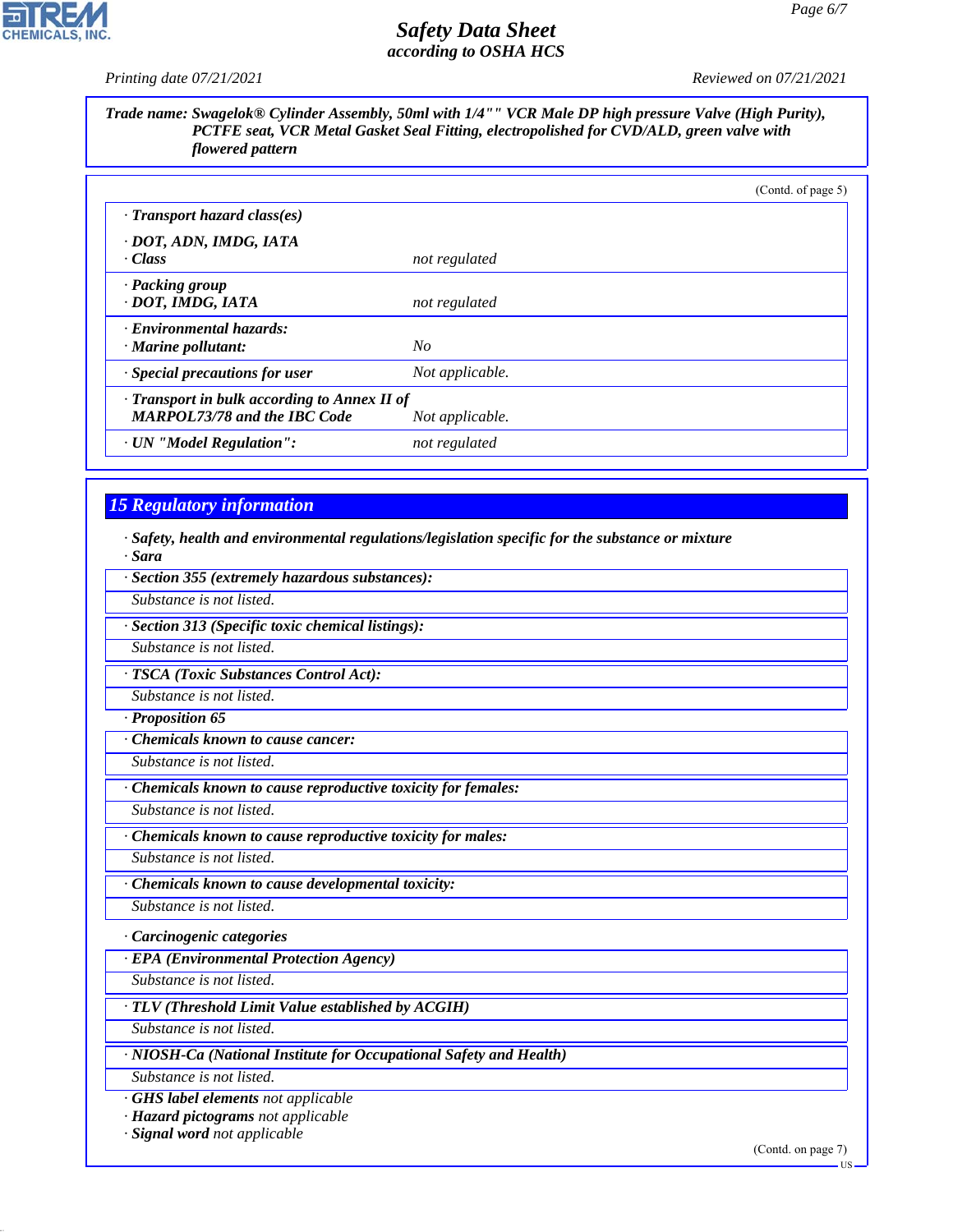Trade name: Swagelok® Cylinder Assembly, 50ml with 1/4"" VCR Male DP high pressure Valve (High Purity), PCTFE seat, VCR Metal Gasket Seal Fitting, electropolished for CVD/ALD, green valve with flowered pattern

(Contd. of page 5)

· **Transport hazard class(es)**

| | |
|---|---|
| · **DOT, ADN, IMDG, IATA** · **Class** | not regulated |
| · **Packing group** · **DOT, IMDG, IATA** | not regulated |
| · **Environmental hazards:** · **Marine pollutant:** | No |
| · **Special precautions for user** | Not applicable. |
| · **Transport in bulk according to Annex II of MARPOL73/78 and the IBC Code** | Not applicable. |
| · **UN "Model Regulation":** | not regulated |

## 15 Regulatory information

· **Safety, health and environmental regulations/legislation specific for the substance or mixture**
· **Sara**

· **Section 355 (extremely hazardous substances):**
Substance is not listed.

· **Section 313 (Specific toxic chemical listings):**
Substance is not listed.

· **TSCA (Toxic Substances Control Act):**
Substance is not listed.

· **Proposition 65**

· **Chemicals known to cause cancer:**
Substance is not listed.

· **Chemicals known to cause reproductive toxicity for females:**
Substance is not listed.

· **Chemicals known to cause reproductive toxicity for males:**
Substance is not listed.

· **Chemicals known to cause developmental toxicity:**
Substance is not listed.

· **Carcinogenic categories**

· **EPA (Environmental Protection Agency)**
Substance is not listed.

· **TLV (Threshold Limit Value established by ACGIH)**
Substance is not listed.

· **NIOSH-Ca (National Institute for Occupational Safety and Health)**
Substance is not listed.

· **GHS label elements** not applicable
· **Hazard pictograms** not applicable
· **Signal word** not applicable

(Contd. on page 7)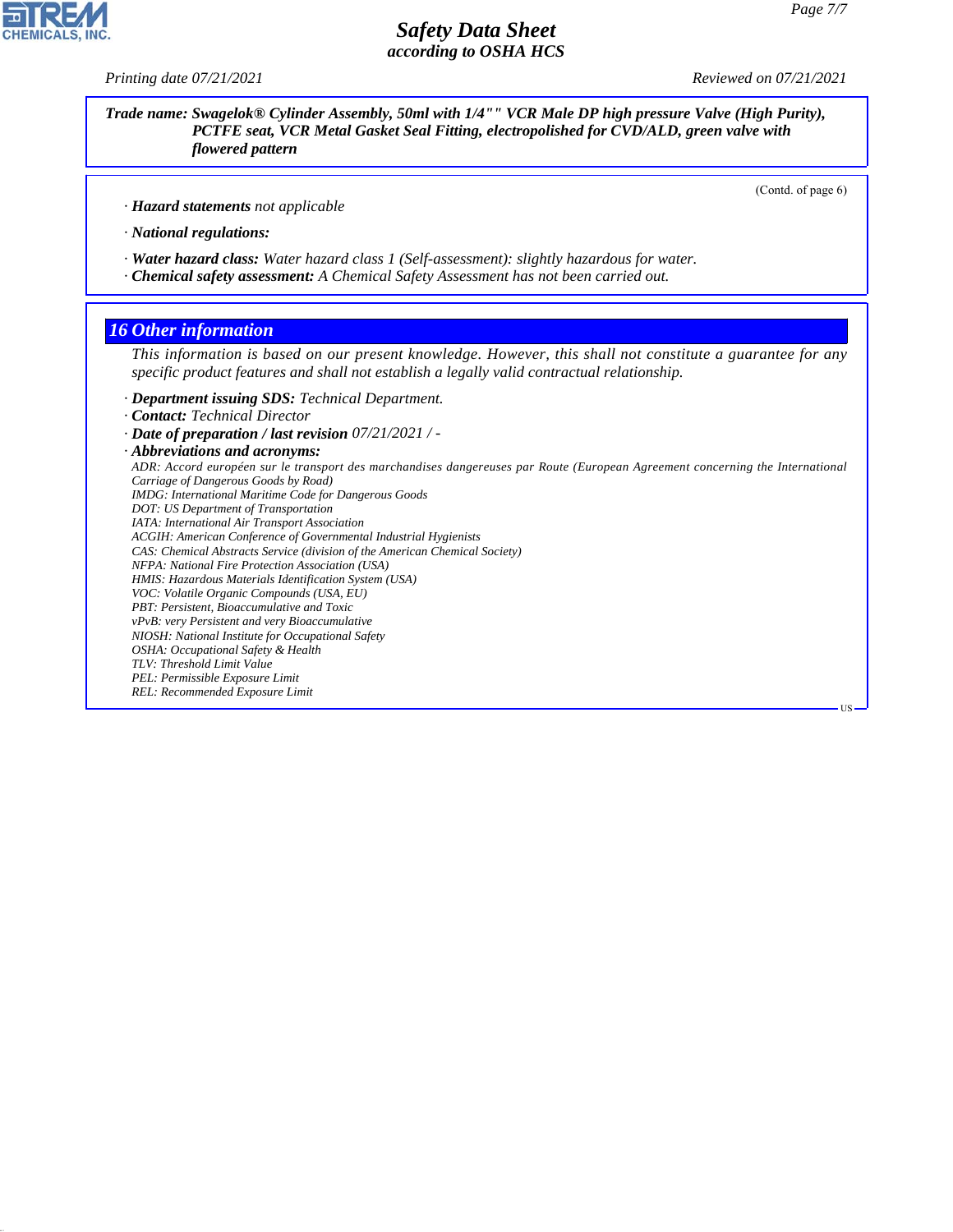*Trade name:* ***Swagelok® Cylinder Assembly, 50ml with 1/4"" VCR Male DP high pressure Valve (High Purity), PCTFE seat, VCR Metal Gasket Seal Fitting, electropolished for CVD/ALD, green valve with flowered pattern***

(Contd. of page 6)

· ***Hazard statements*** *not applicable*

· ***National regulations:***

· ***Water hazard class:*** *Water hazard class 1 (Self-assessment): slightly hazardous for water.*
· ***Chemical safety assessment:*** *A Chemical Safety Assessment has not been carried out.*

## 16 Other information

*This information is based on our present knowledge. However, this shall not constitute a guarantee for any specific product features and shall not establish a legally valid contractual relationship.*

· ***Department issuing SDS:*** *Technical Department.*
· ***Contact:*** *Technical Director*
· ***Date of preparation / last revision*** *07/21/2021 / -*
· ***Abbreviations and acronyms:***

*ADR: Accord européen sur le transport des marchandises dangereuses par Route (European Agreement concerning the International Carriage of Dangerous Goods by Road)*
*IMDG: International Maritime Code for Dangerous Goods*
*DOT: US Department of Transportation*
*IATA: International Air Transport Association*
*ACGIH: American Conference of Governmental Industrial Hygienists*
*CAS: Chemical Abstracts Service (division of the American Chemical Society)*
*NFPA: National Fire Protection Association (USA)*
*HMIS: Hazardous Materials Identification System (USA)*
*VOC: Volatile Organic Compounds (USA, EU)*
*PBT: Persistent, Bioaccumulative and Toxic*
*vPvB: very Persistent and very Bioaccumulative*
*NIOSH: National Institute for Occupational Safety*
*OSHA: Occupational Safety & Health*
*TLV: Threshold Limit Value*
*PEL: Permissible Exposure Limit*
*REL: Recommended Exposure Limit*